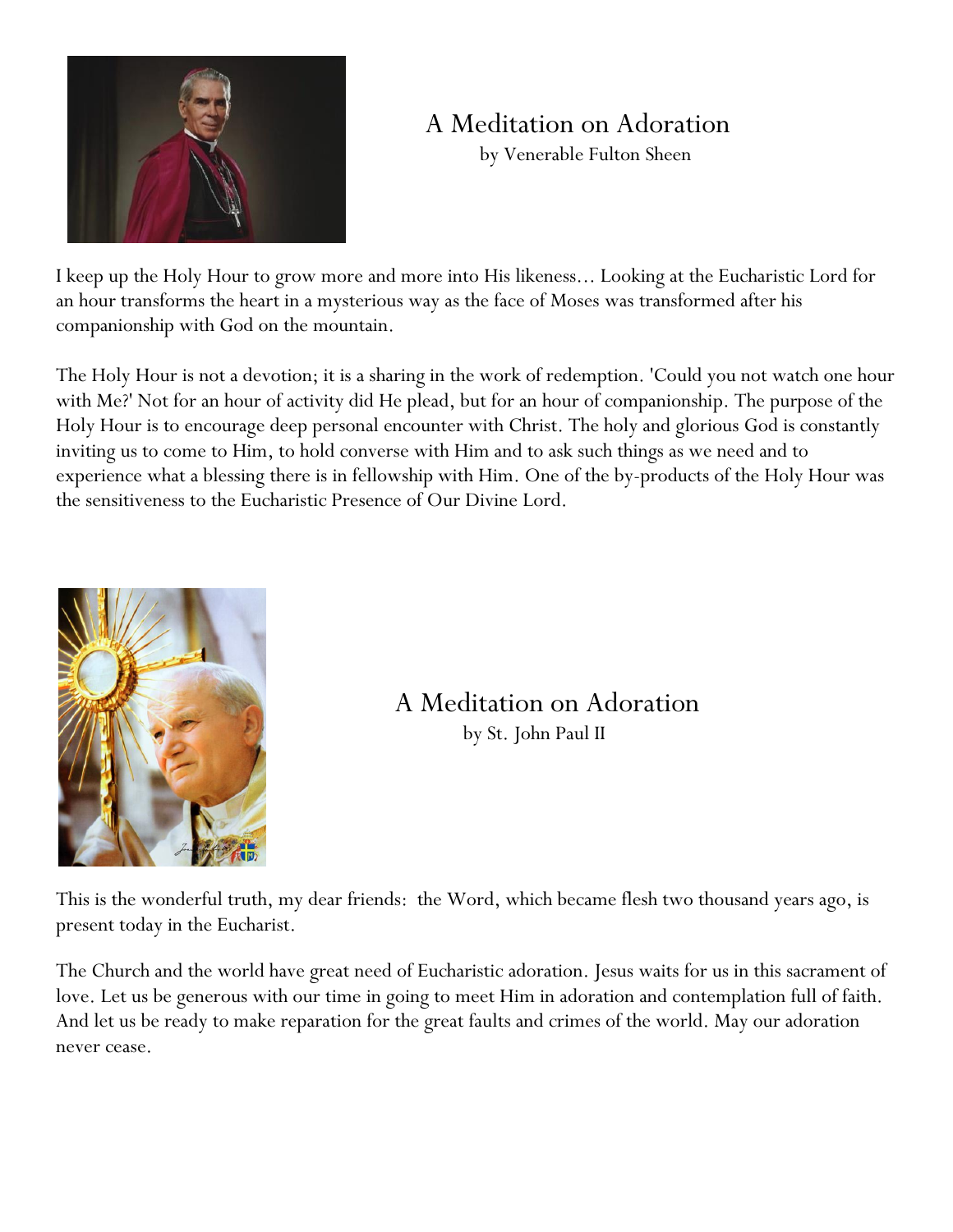## A Meditation on Adoration

by Venerable Fulton Sheen

I keep up the Holy Hour to grow more and more into His likeness... Looking at the Eucharistic Lord for an hour transforms the heart in a mysterious way as the face of Moses was transformed after his companionship with God on the mountain.

The Holy Hour is not a devotion; it is a sharing in the work of redemption. 'Could you not watch one hour with Me?' Not for an hour of activity did He plead, but for an hour of companionship. The purpose of the Holy Hour is to encourage deep personal encounter with Christ. The holy and glorious God is constantly inviting us to come to Him, to hold converse with Him and to ask such things as we need and to experience what a blessing there is in fellowship with Him. One of the by-products of the Holy Hour was the sensitiveness to the Eucharistic Presence of Our Divine Lord.

## A Meditation on Adoration

by St. John Paul II

This is the wonderful truth, my dear friends: the Word, which became flesh two thousand years ago, is present today in the Eucharist.

The Church and the world have great need of Eucharistic adoration. Jesus waits for us in this sacrament of love. Let us be generous with our time in going to meet Him in adoration and contemplation full of faith. And let us be ready to make reparation for the great faults and crimes of the world. May our adoration never cease.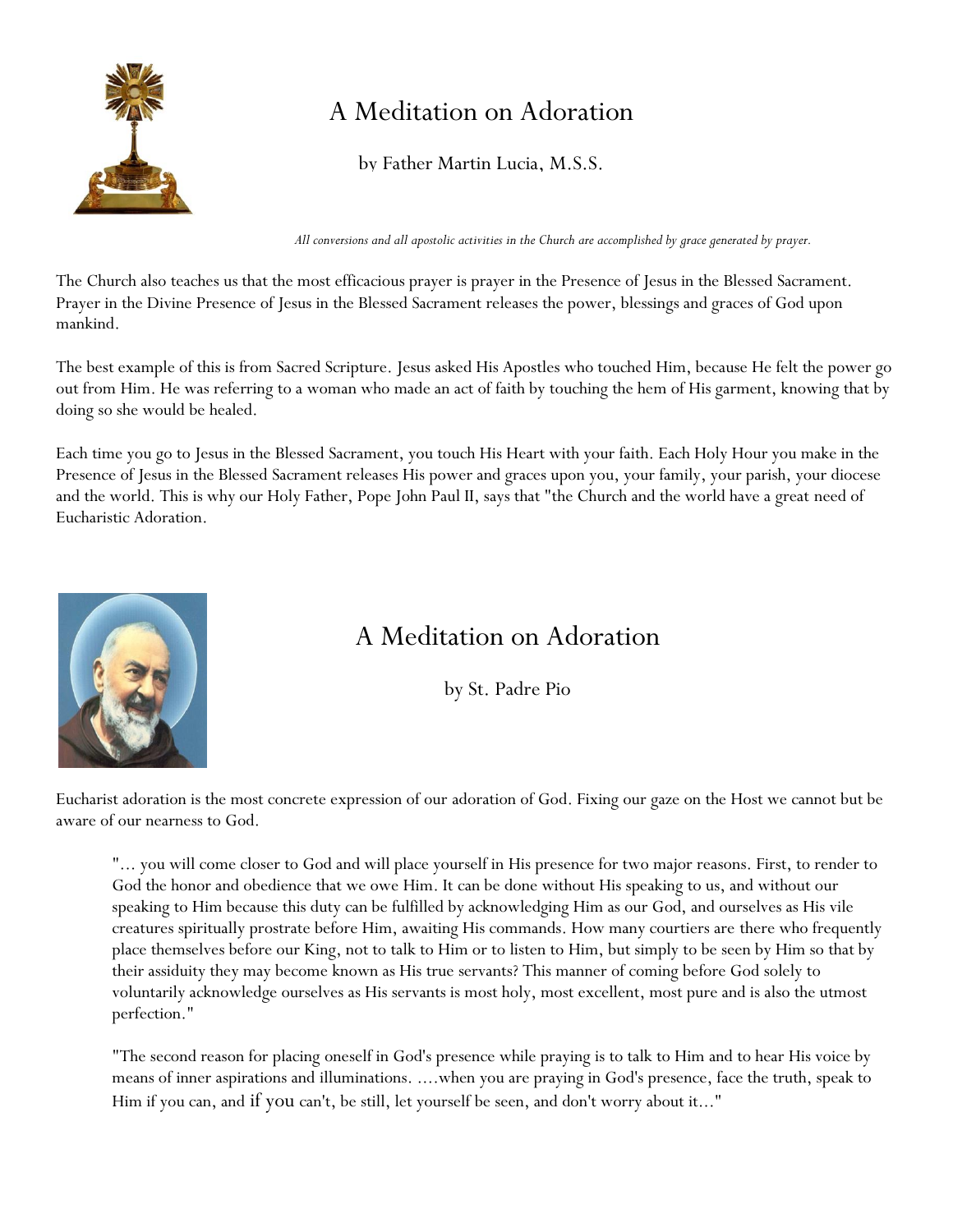# A Meditation on Adoration

by Father Martin Lucia, M.S.S.

*All conversions and all apostolic activities in the Church are accomplished by grace generated by prayer.*

The Church also teaches us that the most efficacious prayer is prayer in the Presence of Jesus in the Blessed Sacrament. Prayer in the Divine Presence of Jesus in the Blessed Sacrament releases the power, blessings and graces of God upon mankind.

The best example of this is from Sacred Scripture. Jesus asked His Apostles who touched Him, because He felt the power go out from Him. He was referring to a woman who made an act of faith by touching the hem of His garment, knowing that by doing so she would be healed.

Each time you go to Jesus in the Blessed Sacrament, you touch His Heart with your faith. Each Holy Hour you make in the Presence of Jesus in the Blessed Sacrament releases His power and graces upon you, your family, your parish, your diocese and the world. This is why our Holy Father, Pope John Paul II, says that "the Church and the world have a great need of Eucharistic Adoration.

# A Meditation on Adoration

by St. Padre Pio

Eucharist adoration is the most concrete expression of our adoration of God. Fixing our gaze on the Host we cannot but be aware of our nearness to God.

> "... you will come closer to God and will place yourself in His presence for two major reasons. First, to render to God the honor and obedience that we owe Him. It can be done without His speaking to us, and without our speaking to Him because this duty can be fulfilled by acknowledging Him as our God, and ourselves as His vile creatures spiritually prostrate before Him, awaiting His commands. How many courtiers are there who frequently place themselves before our King, not to talk to Him or to listen to Him, but simply to be seen by Him so that by their assiduity they may become known as His true servants? This manner of coming before God solely to voluntarily acknowledge ourselves as His servants is most holy, most excellent, most pure and is also the utmost perfection."

> "The second reason for placing oneself in God's presence while praying is to talk to Him and to hear His voice by means of inner aspirations and illuminations. ....when you are praying in God's presence, face the truth, speak to Him if you can, and if you can't, be still, let yourself be seen, and don't worry about it..."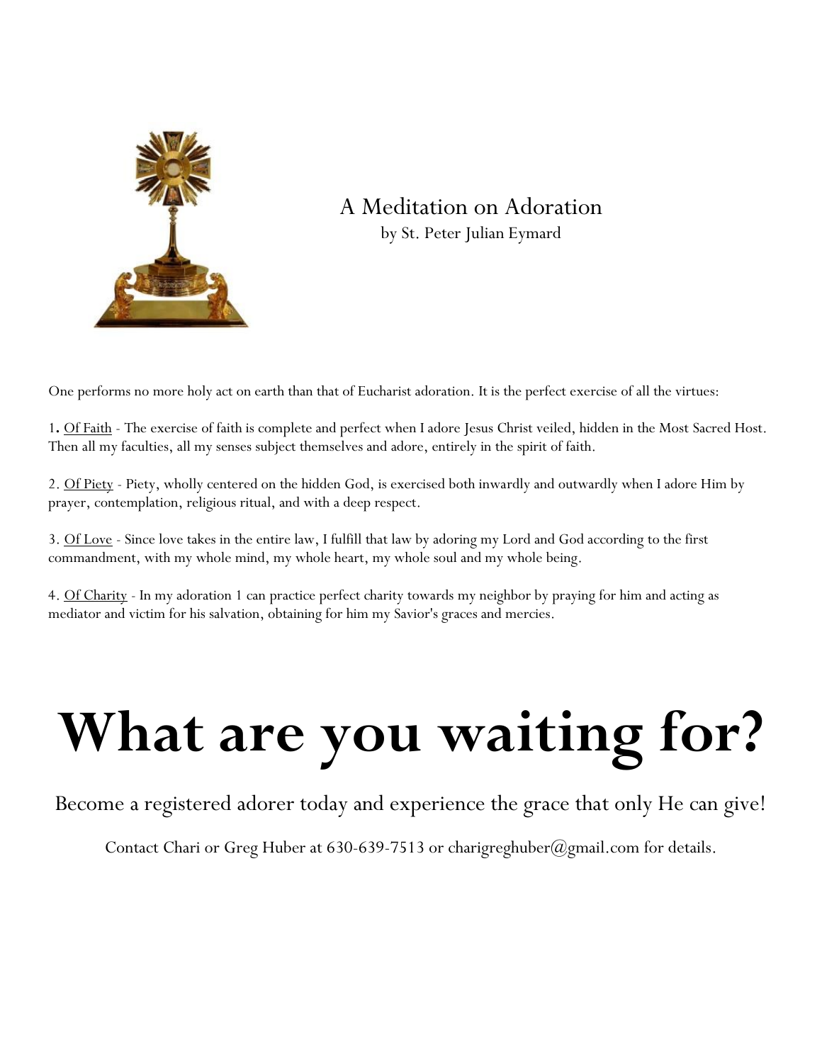# A Meditation on Adoration

by St. Peter Julian Eymard

One performs no more holy act on earth than that of Eucharist adoration. It is the perfect exercise of all the virtues:

1. Of Faith - The exercise of faith is complete and perfect when I adore Jesus Christ veiled, hidden in the Most Sacred Host. Then all my faculties, all my senses subject themselves and adore, entirely in the spirit of faith.

2. Of Piety - Piety, wholly centered on the hidden God, is exercised both inwardly and outwardly when I adore Him by prayer, contemplation, religious ritual, and with a deep respect.

3. Of Love - Since love takes in the entire law, I fulfill that law by adoring my Lord and God according to the first commandment, with my whole mind, my whole heart, my whole soul and my whole being.

4. Of Charity - In my adoration 1 can practice perfect charity towards my neighbor by praying for him and acting as mediator and victim for his salvation, obtaining for him my Savior's graces and mercies.

# What are you waiting for?

Become a registered adorer today and experience the grace that only He can give!

Contact Chari or Greg Huber at 630-639-7513 or charigreghuber@gmail.com for details.